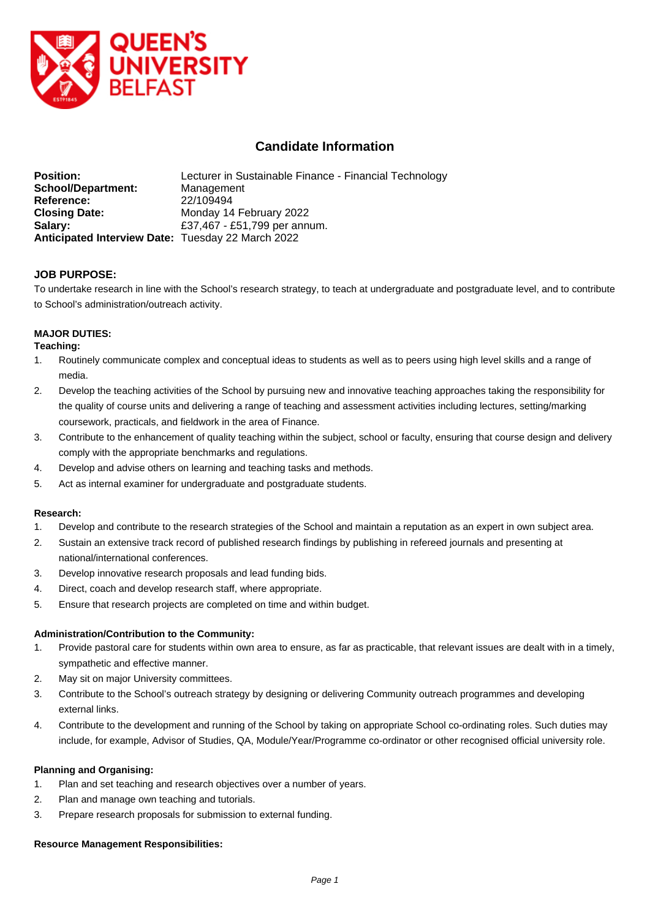# Candidate Information

**Position:** Lecturer in Sustainable Finance - Financial Technology
**School/Department:** Management
**Reference:** 22/109494
**Closing Date:** Monday 14 February 2022
**Salary:** £37,467 - £51,799 per annum.
**Anticipated Interview Date:** Tuesday 22 March 2022

## JOB PURPOSE:

To undertake research in line with the School's research strategy, to teach at undergraduate and postgraduate level, and to contribute to School's administration/outreach activity.

## MAJOR DUTIES:

### Teaching:

1. Routinely communicate complex and conceptual ideas to students as well as to peers using high level skills and a range of media.
2. Develop the teaching activities of the School by pursuing new and innovative teaching approaches taking the responsibility for the quality of course units and delivering a range of teaching and assessment activities including lectures, setting/marking coursework, practicals, and fieldwork in the area of Finance.
3. Contribute to the enhancement of quality teaching within the subject, school or faculty, ensuring that course design and delivery comply with the appropriate benchmarks and regulations.
4. Develop and advise others on learning and teaching tasks and methods.
5. Act as internal examiner for undergraduate and postgraduate students.

### Research:

1. Develop and contribute to the research strategies of the School and maintain a reputation as an expert in own subject area.
2. Sustain an extensive track record of published research findings by publishing in refereed journals and presenting at national/international conferences.
3. Develop innovative research proposals and lead funding bids.
4. Direct, coach and develop research staff, where appropriate.
5. Ensure that research projects are completed on time and within budget.

### Administration/Contribution to the Community:

1. Provide pastoral care for students within own area to ensure, as far as practicable, that relevant issues are dealt with in a timely, sympathetic and effective manner.
2. May sit on major University committees.
3. Contribute to the School's outreach strategy by designing or delivering Community outreach programmes and developing external links.
4. Contribute to the development and running of the School by taking on appropriate School co-ordinating roles. Such duties may include, for example, Advisor of Studies, QA, Module/Year/Programme co-ordinator or other recognised official university role.

### Planning and Organising:

1. Plan and set teaching and research objectives over a number of years.
2. Plan and manage own teaching and tutorials.
3. Prepare research proposals for submission to external funding.

### Resource Management Responsibilities: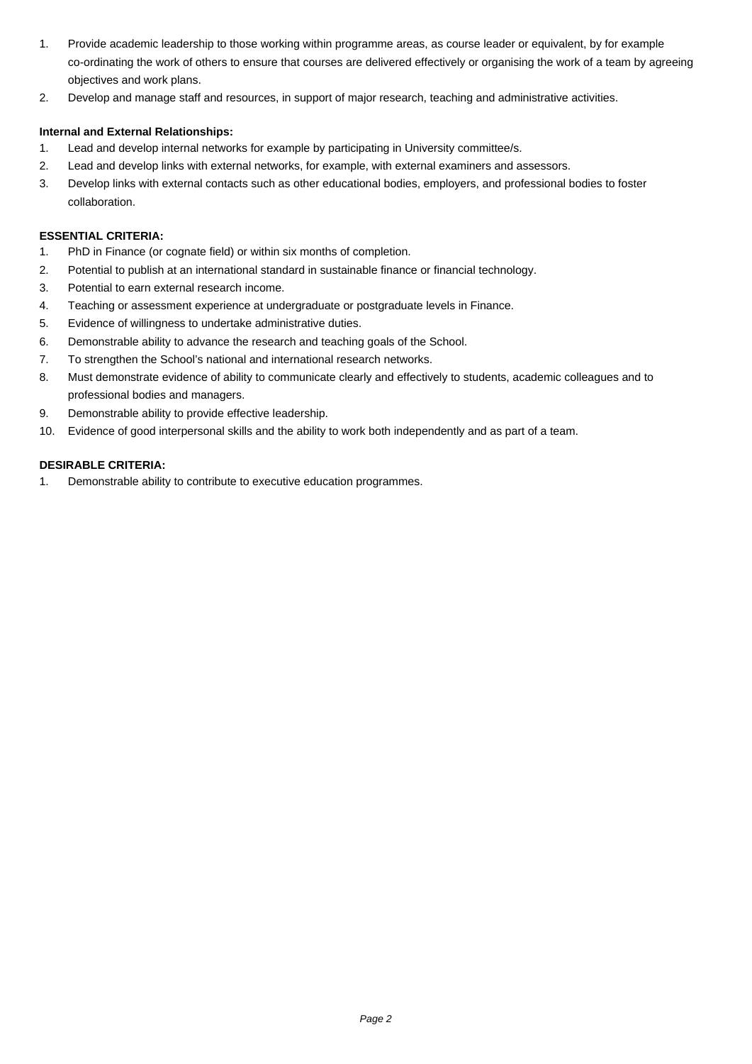1. Provide academic leadership to those working within programme areas, as course leader or equivalent, by for example co-ordinating the work of others to ensure that courses are delivered effectively or organising the work of a team by agreeing objectives and work plans.
2. Develop and manage staff and resources, in support of major research, teaching and administrative activities.

**Internal and External Relationships:**

1. Lead and develop internal networks for example by participating in University committee/s.
2. Lead and develop links with external networks, for example, with external examiners and assessors.
3. Develop links with external contacts such as other educational bodies, employers, and professional bodies to foster collaboration.

**ESSENTIAL CRITERIA:**

1. PhD in Finance (or cognate field) or within six months of completion.
2. Potential to publish at an international standard in sustainable finance or financial technology.
3. Potential to earn external research income.
4. Teaching or assessment experience at undergraduate or postgraduate levels in Finance.
5. Evidence of willingness to undertake administrative duties.
6. Demonstrable ability to advance the research and teaching goals of the School.
7. To strengthen the School's national and international research networks.
8. Must demonstrate evidence of ability to communicate clearly and effectively to students, academic colleagues and to professional bodies and managers.
9. Demonstrable ability to provide effective leadership.
10. Evidence of good interpersonal skills and the ability to work both independently and as part of a team.

**DESIRABLE CRITERIA:**

1. Demonstrable ability to contribute to executive education programmes.